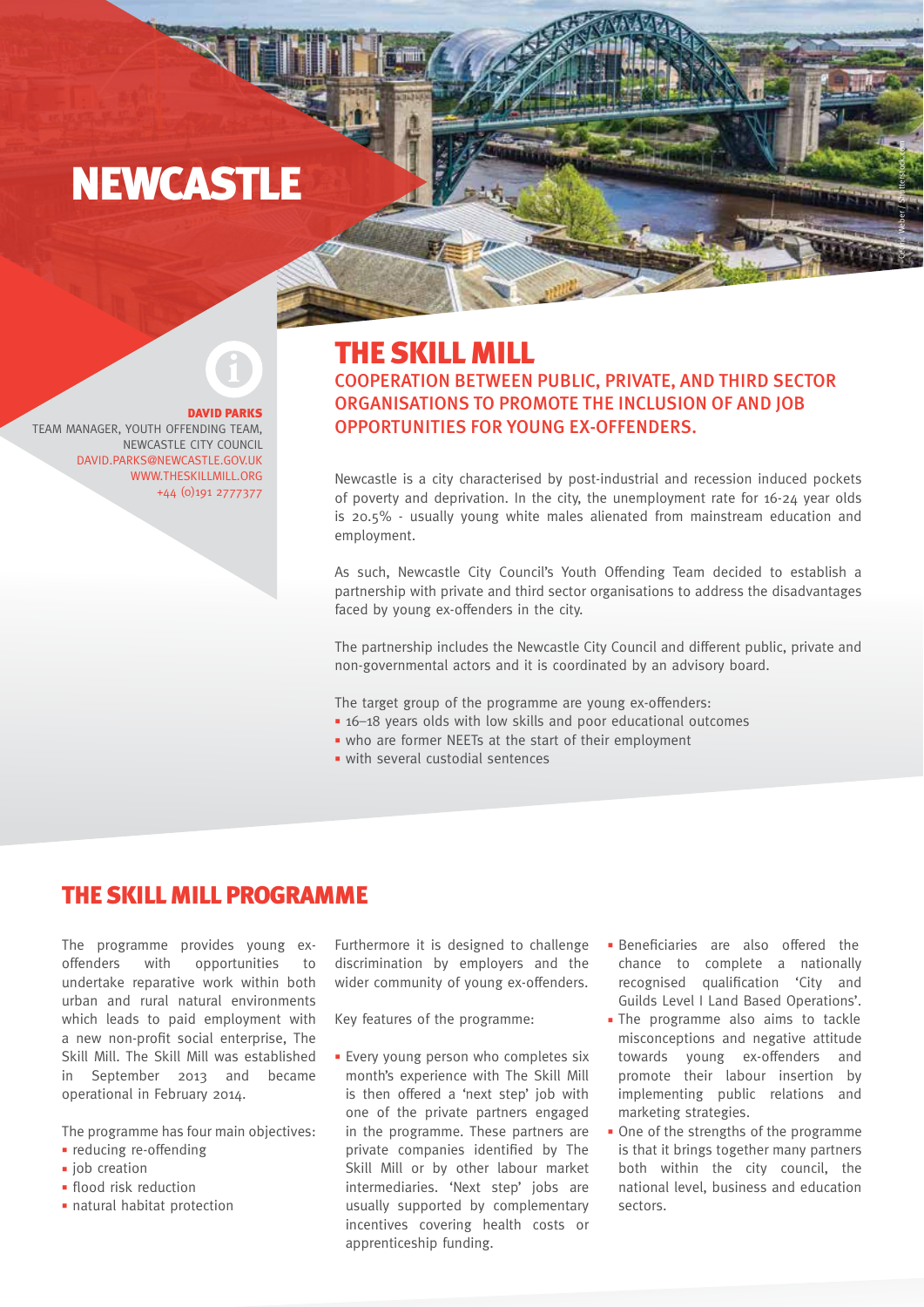# NEWCASTLE

**DAVID PARKS**
TEAM MANAGER, YOUTH OFFENDING TEAM,
NEWCASTLE CITY COUNCIL
DAVID.PARKS@NEWCASTLE.GOV.UK
WWW.THESKILLMILL.ORG
+44 (0)191 2777377

## THE SKILL MILL

### COOPERATION BETWEEN PUBLIC, PRIVATE, AND THIRD SECTOR ORGANISATIONS TO PROMOTE THE INCLUSION OF AND JOB OPPORTUNITIES FOR YOUNG EX-OFFENDERS.

Newcastle is a city characterised by post-industrial and recession induced pockets of poverty and deprivation. In the city, the unemployment rate for 16-24 year olds is 20.5% - usually young white males alienated from mainstream education and employment.

As such, Newcastle City Council's Youth Offending Team decided to establish a partnership with private and third sector organisations to address the disadvantages faced by young ex-offenders in the city.

The partnership includes the Newcastle City Council and different public, private and non-governmental actors and it is coordinated by an advisory board.

The target group of the programme are young ex-offenders:

- 16–18 years olds with low skills and poor educational outcomes
- who are former NEETs at the start of their employment
- with several custodial sentences

## THE SKILL MILL PROGRAMME

The programme provides young ex-offenders with opportunities to undertake reparative work within both urban and rural natural environments which leads to paid employment with a new non-profit social enterprise, The Skill Mill. The Skill Mill was established in September 2013 and became operational in February 2014.

The programme has four main objectives:

- reducing re-offending
- job creation
- flood risk reduction
- natural habitat protection

Furthermore it is designed to challenge discrimination by employers and the wider community of young ex-offenders.

Key features of the programme:

- Every young person who completes six month's experience with The Skill Mill is then offered a 'next step' job with one of the private partners engaged in the programme. These private companies identified by The Skill Mill or by other labour market intermediaries. 'Next step' jobs are usually supported by complementary incentives covering health costs or apprenticeship funding.
- Beneficiaries are also offered the chance to complete a nationally recognised qualification 'City and Guilds Level I Land Based Operations'.
- The programme also aims to tackle misconceptions and negative attitude towards young ex-offenders and promote their labour insertion by implementing public relations and marketing strategies.
- One of the strengths of the programme is that it brings together many partners both within the city council, the national level, business and education sectors.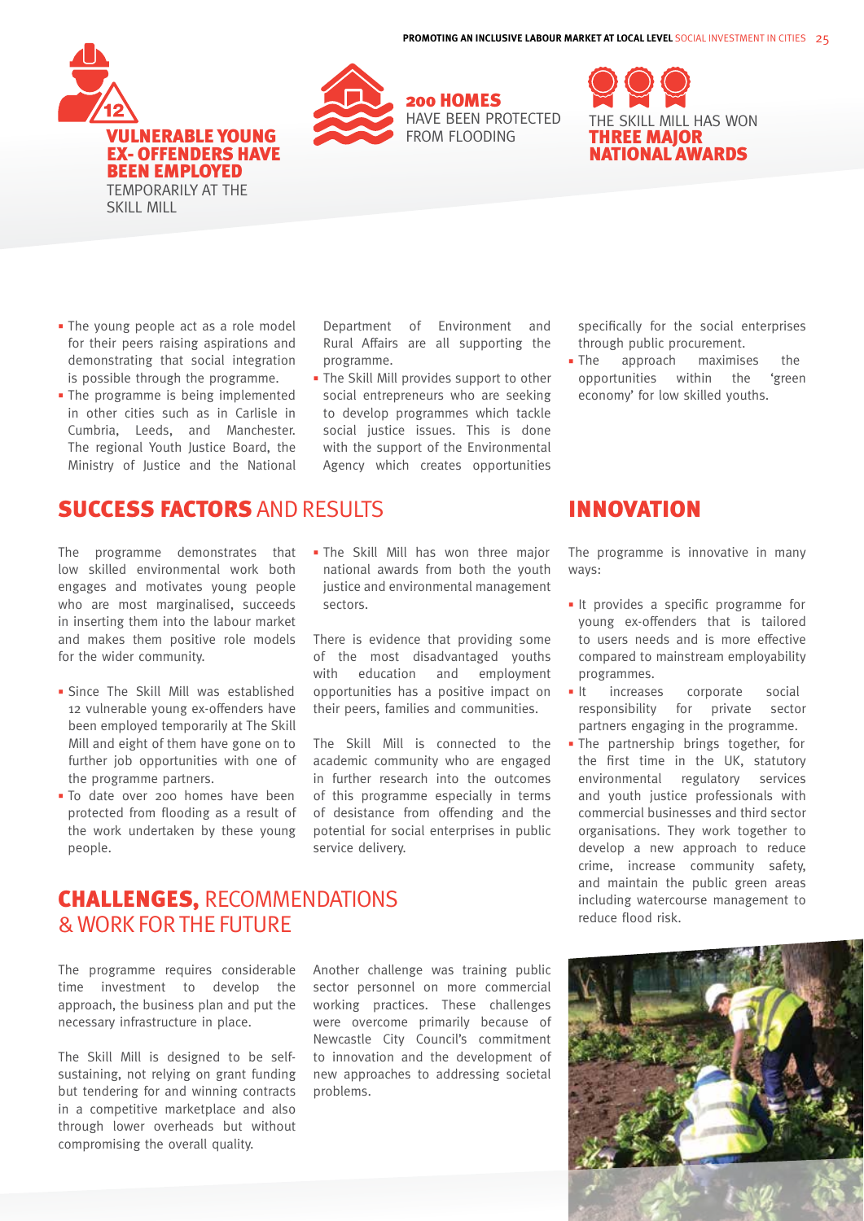**12 VULNERABLE YOUNG EX- OFFENDERS HAVE BEEN EMPLOYED** TEMPORARILY AT THE SKILL MILL

**200 HOMES** HAVE BEEN PROTECTED FROM FLOODING

THE SKILL MILL HAS WON **THREE MAJOR NATIONAL AWARDS**

- The young people act as a role model for their peers raising aspirations and demonstrating that social integration is possible through the programme.
- The programme is being implemented in other cities such as in Carlisle in Cumbria, Leeds, and Manchester. The regional Youth Justice Board, the Ministry of Justice and the National Department of Environment and Rural Affairs are all supporting the programme.
- The Skill Mill provides support to other social entrepreneurs who are seeking to develop programmes which tackle social justice issues. This is done with the support of the Environmental Agency which creates opportunities specifically for the social enterprises through public procurement.
- The approach maximises the opportunities within the 'green economy' for low skilled youths.

## SUCCESS FACTORS AND RESULTS

The programme demonstrates that low skilled environmental work both engages and motivates young people who are most marginalised, succeeds in inserting them into the labour market and makes them positive role models for the wider community.

- Since The Skill Mill was established 12 vulnerable young ex-offenders have been employed temporarily at The Skill Mill and eight of them have gone on to further job opportunities with one of the programme partners.
- To date over 200 homes have been protected from flooding as a result of the work undertaken by these young people.
- The Skill Mill has won three major national awards from both the youth justice and environmental management sectors.

There is evidence that providing some of the most disadvantaged youths with education and employment opportunities has a positive impact on their peers, families and communities.

The Skill Mill is connected to the academic community who are engaged in further research into the outcomes of this programme especially in terms of desistance from offending and the potential for social enterprises in public service delivery.

## INNOVATION

The programme is innovative in many ways:

- It provides a specific programme for young ex-offenders that is tailored to users needs and is more effective compared to mainstream employability programmes.
- It increases corporate social responsibility for private sector partners engaging in the programme.
- The partnership brings together, for the first time in the UK, statutory environmental regulatory services and youth justice professionals with commercial businesses and third sector organisations. They work together to develop a new approach to reduce crime, increase community safety, and maintain the public green areas including watercourse management to reduce flood risk.

## CHALLENGES, RECOMMENDATIONS & WORK FOR THE FUTURE

The programme requires considerable time investment to develop the approach, the business plan and put the necessary infrastructure in place.

The Skill Mill is designed to be self-sustaining, not relying on grant funding but tendering for and winning contracts in a competitive marketplace and also through lower overheads but without compromising the overall quality.

Another challenge was training public sector personnel on more commercial working practices. These challenges were overcome primarily because of Newcastle City Council's commitment to innovation and the development of new approaches to addressing societal problems.